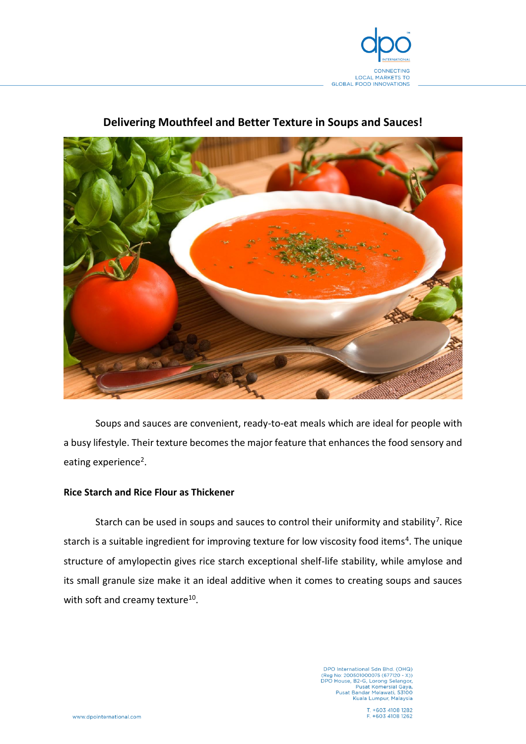# Delivering Mouthfeel and Better Texture in Soups and Sauces!

Soups and sauces are convenient, ready-to-eat meals which are ideal for people with a busy lifestyle. Their texture becomes the major feature that enhances the food sensory and eating experience[2].

## Rice Starch and Rice Flour as Thickener

Starch can be used in soups and sauces to control their uniformity and stability[7]. Rice starch is a suitable ingredient for improving texture for low viscosity food items[4]. The unique structure of amylopectin gives rice starch exceptional shelf-life stability, while amylose and its small granule size make it an ideal additive when it comes to creating soups and sauces with soft and creamy texture[10].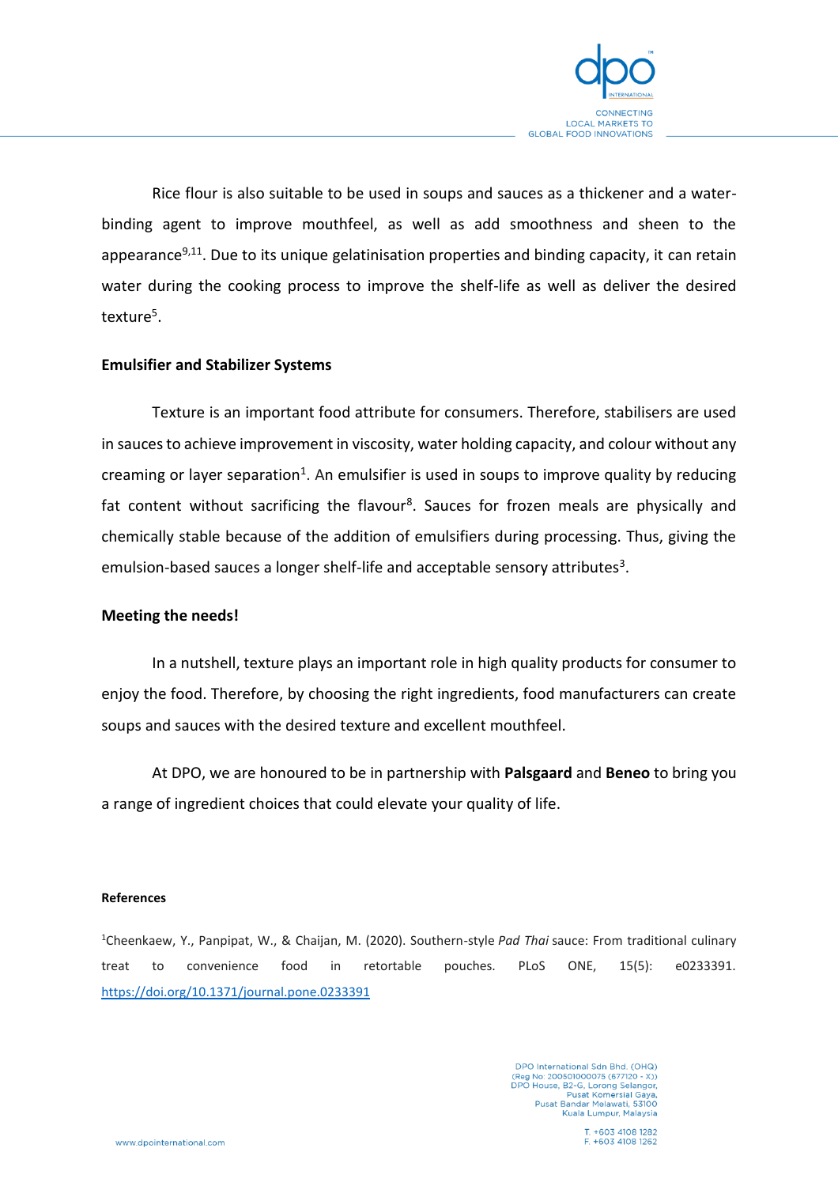Rice flour is also suitable to be used in soups and sauces as a thickener and a water-binding agent to improve mouthfeel, as well as add smoothness and sheen to the appearance[9,11]. Due to its unique gelatinisation properties and binding capacity, it can retain water during the cooking process to improve the shelf-life as well as deliver the desired texture[5].

**Emulsifier and Stabilizer Systems**

Texture is an important food attribute for consumers. Therefore, stabilisers are used in sauces to achieve improvement in viscosity, water holding capacity, and colour without any creaming or layer separation[1]. An emulsifier is used in soups to improve quality by reducing fat content without sacrificing the flavour[8]. Sauces for frozen meals are physically and chemically stable because of the addition of emulsifiers during processing. Thus, giving the emulsion-based sauces a longer shelf-life and acceptable sensory attributes[3].

**Meeting the needs!**

In a nutshell, texture plays an important role in high quality products for consumer to enjoy the food. Therefore, by choosing the right ingredients, food manufacturers can create soups and sauces with the desired texture and excellent mouthfeel.

At DPO, we are honoured to be in partnership with **Palsgaard** and **Beneo** to bring you a range of ingredient choices that could elevate your quality of life.

**References**

[1]Cheenkaew, Y., Panpipat, W., & Chaijan, M. (2020). Southern-style *Pad Thai* sauce: From traditional culinary treat to convenience food in retortable pouches. PLoS ONE, 15(5): e0233391. https://doi.org/10.1371/journal.pone.0233391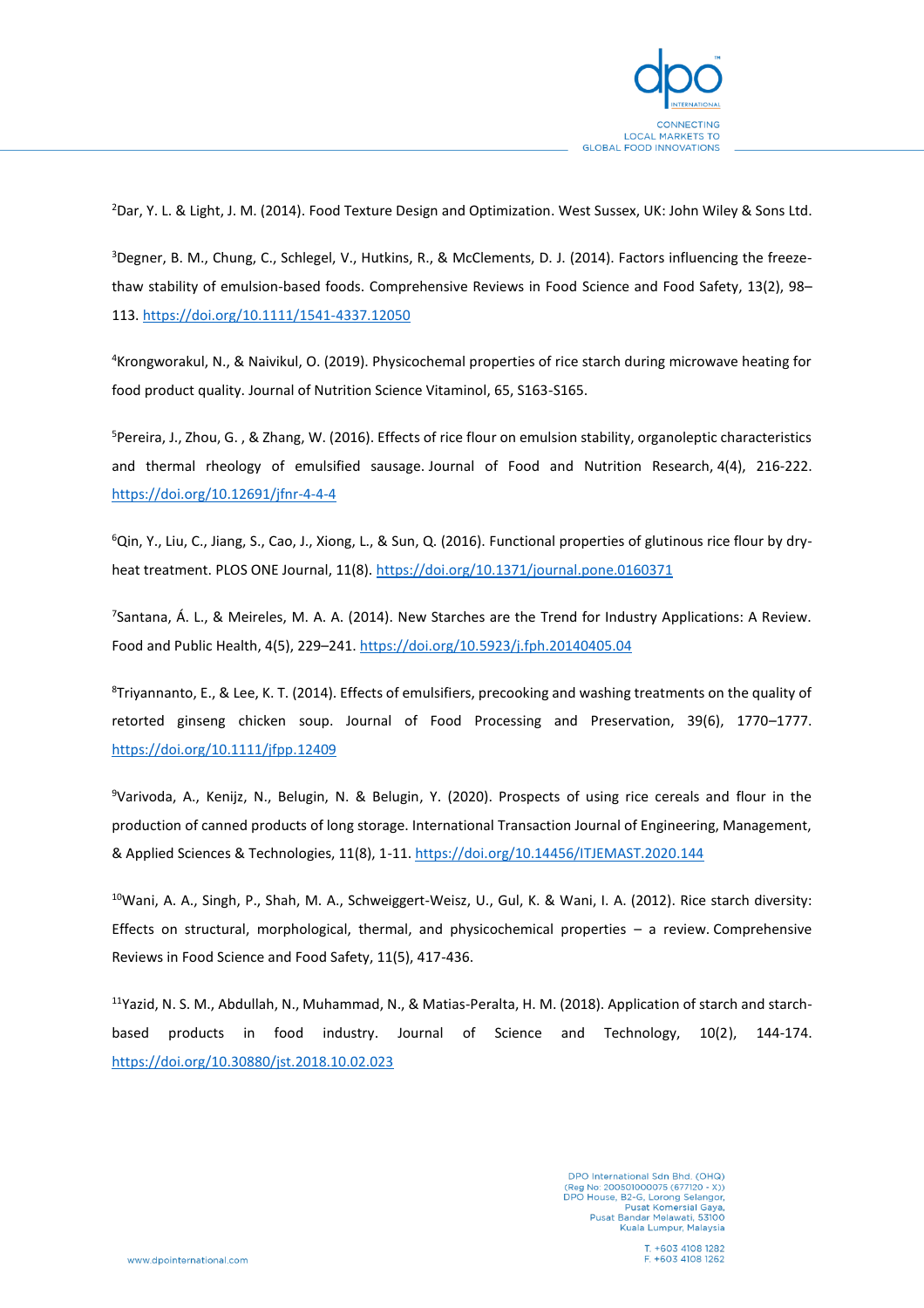[2]Dar, Y. L. & Light, J. M. (2014). Food Texture Design and Optimization. West Sussex, UK: John Wiley & Sons Ltd.

[3]Degner, B. M., Chung, C., Schlegel, V., Hutkins, R., & McClements, D. J. (2014). Factors influencing the freeze-thaw stability of emulsion-based foods. Comprehensive Reviews in Food Science and Food Safety, 13(2), 98–113. https://doi.org/10.1111/1541-4337.12050

[4]Krongworakul, N., & Naivikul, O. (2019). Physicochemal properties of rice starch during microwave heating for food product quality. Journal of Nutrition Science Vitaminol, 65, S163-S165.

[5]Pereira, J., Zhou, G. , & Zhang, W. (2016). Effects of rice flour on emulsion stability, organoleptic characteristics and thermal rheology of emulsified sausage. Journal of Food and Nutrition Research, 4(4), 216-222. https://doi.org/10.12691/jfnr-4-4-4

[6]Qin, Y., Liu, C., Jiang, S., Cao, J., Xiong, L., & Sun, Q. (2016). Functional properties of glutinous rice flour by dry-heat treatment. PLOS ONE Journal, 11(8). https://doi.org/10.1371/journal.pone.0160371

[7]Santana, Á. L., & Meireles, M. A. A. (2014). New Starches are the Trend for Industry Applications: A Review. Food and Public Health, 4(5), 229–241. https://doi.org/10.5923/j.fph.20140405.04

[8]Triyannanto, E., & Lee, K. T. (2014). Effects of emulsifiers, precooking and washing treatments on the quality of retorted ginseng chicken soup. Journal of Food Processing and Preservation, 39(6), 1770–1777. https://doi.org/10.1111/jfpp.12409

[9]Varivoda, A., Kenijz, N., Belugin, N. & Belugin, Y. (2020). Prospects of using rice cereals and flour in the production of canned products of long storage. International Transaction Journal of Engineering, Management, & Applied Sciences & Technologies, 11(8), 1-11. https://doi.org/10.14456/ITJEMAST.2020.144

[10]Wani, A. A., Singh, P., Shah, M. A., Schweiggert-Weisz, U., Gul, K. & Wani, I. A. (2012). Rice starch diversity: Effects on structural, morphological, thermal, and physicochemical properties – a review. Comprehensive Reviews in Food Science and Food Safety, 11(5), 417-436.

[11]Yazid, N. S. M., Abdullah, N., Muhammad, N., & Matias-Peralta, H. M. (2018). Application of starch and starch-based products in food industry. Journal of Science and Technology, 10(2), 144-174. https://doi.org/10.30880/jst.2018.10.02.023